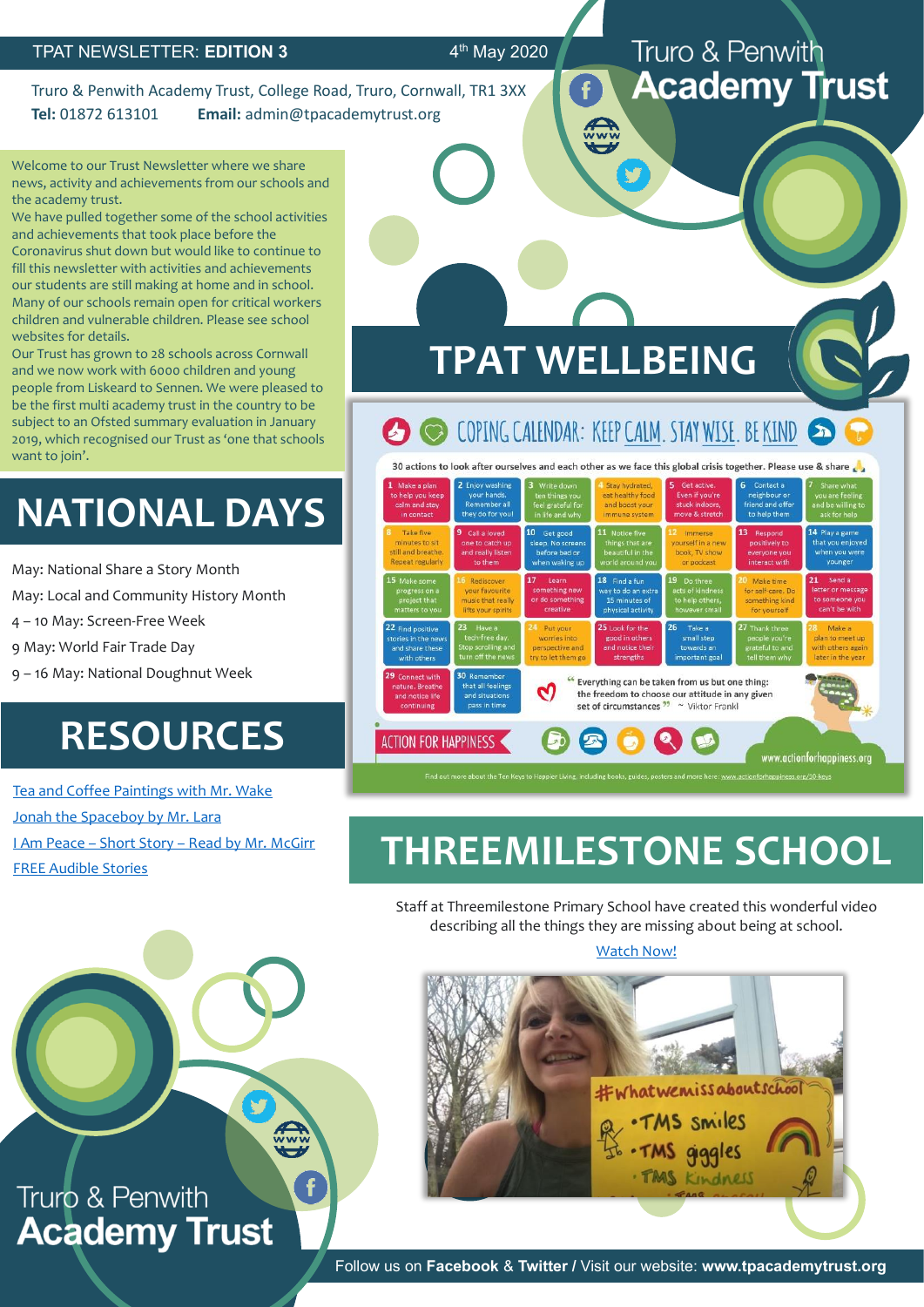TPAT NEWSLETTER: **EDITION 3** 4th May 2020

# Truro & Penwith Academy Trust

Truro & Penwith Academy Trust, College Road, Truro, Cornwall, TR1 3XX
**Tel:** 01872 613101 **Email:** admin@tpacademytrust.org

Welcome to our Trust Newsletter where we share news, activity and achievements from our schools and the academy trust.

We have pulled together some of the school activities and achievements that took place before the Coronavirus shut down but would like to continue to fill this newsletter with activities and achievements our students are still making at home and in school. Many of our schools remain open for critical workers children and vulnerable children. Please see school websites for details.

Our Trust has grown to 28 schools across Cornwall and we now work with 6000 children and young people from Liskeard to Sennen. We were pleased to be the first multi academy trust in the country to be subject to an Ofsted summary evaluation in January 2019, which recognised our Trust as 'one that schools want to join'.

## NATIONAL DAYS

May: National Share a Story Month

May: Local and Community History Month

4 – 10 May: Screen-Free Week

9 May: World Fair Trade Day

9 – 16 May: National Doughnut Week

## RESOURCES

[Tea and Coffee Paintings with Mr. Wake]

[Jonah the Spaceboy by Mr. Lara]

[I Am Peace – Short Story – Read by Mr. McGirr]

[FREE Audible Stories]

## TPAT WELLBEING

COPING CALENDAR: KEEP CALM. STAY WISE. BE KIND

30 actions to look after ourselves and each other as we face this global crisis together. Please use & share

1. Make a plan to help you keep calm and stay in contact
2. Enjoy washing your hands. Remember all they do for you!
3. Write down ten things you feel grateful for in life and why
4. Stay hydrated, eat healthy food and boost your immune system
5. Get active. Even if you're stuck indoors, move & stretch
6. Contact a neighbour or friend and offer to help them
7. Share what you are feeling and be willing to ask for help
8. Take five minutes to sit still and breathe. Repeat regularly
9. Call a loved one to catch up and really listen to them
10. Get good sleep. No screens before bed or when waking up
11. Notice five things that are beautiful in the world around you
12. Immerse yourself in a new book, TV show or podcast
13. Respond positively to everyone you interact with
14. Play a game that you enjoyed when you were younger
15. Make some progress on a project that matters to you
16. Rediscover your favourite music that really lifts your spirits
17. Learn something new or do something creative
18. Find a fun way to do an extra 15 minutes of physical activity
19. Do three acts of kindness to help others, however small
20. Make time for self-care. Do something kind for yourself
21. Send a letter or message to someone you can't be with
22. Find positive stories in the news and share these with others
23. Have a tech-free day. Stop scrolling and turn off the news
24. Put your worries into perspective and try to let them go
25. Look for the good in others and notice their strengths
26. Take a small step towards an important goal
27. Thank three people you're grateful to and tell them why
28. Make a plan to meet up with others again later in the year
29. Connect with nature. Breathe and notice life continuing
30. Remember that all feelings and situations pass in time

"Everything can be taken from us but one thing: the freedom to choose our attitude in any given set of circumstances" ~ Viktor Frankl

ACTION FOR HAPPINESS www.actionforhappiness.org

Find out more about the Ten Keys to Happier Living, including books, guides, posters and more here: www.actionforhappiness.org/10-keys

## THREEMILESTONE SCHOOL

Staff at Threemilestone Primary School have created this wonderful video describing all the things they are missing about being at school.

[Watch Now!]

Follow us on **Facebook** & **Twitter** / Visit our website: **www.tpacademytrust.org**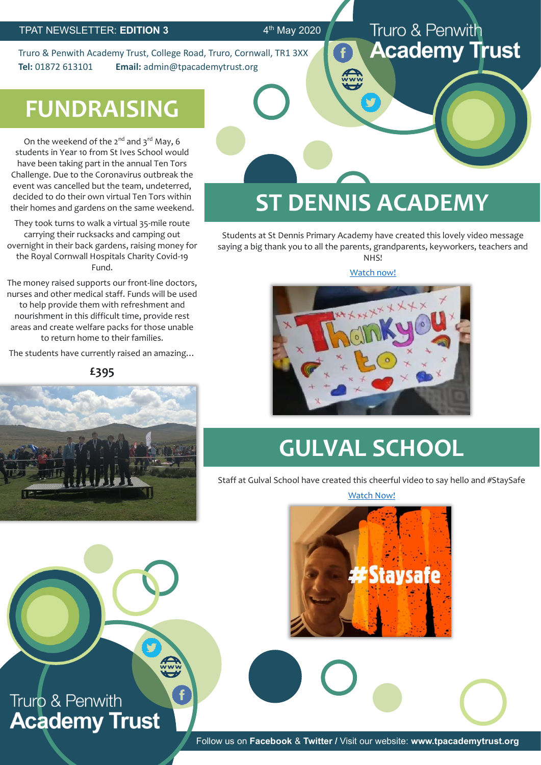TPAT NEWSLETTER: **EDITION 3**

4th May 2020

Truro & Penwith Academy Trust, College Road, Truro, Cornwall, TR1 3XX
**Tel:** 01872 613101 **Email:** admin@tpacademytrust.org

# FUNDRAISING

On the weekend of the 2nd and 3rd May, 6 students in Year 10 from St Ives School would have been taking part in the annual Ten Tors Challenge. Due to the Coronavirus outbreak the event was cancelled but the team, undeterred, decided to do their own virtual Ten Tors within their homes and gardens on the same weekend.

They took turns to walk a virtual 35-mile route carrying their rucksacks and camping out overnight in their back gardens, raising money for the Royal Cornwall Hospitals Charity Covid-19 Fund.

The money raised supports our front-line doctors, nurses and other medical staff. Funds will be used to help provide them with refreshment and nourishment in this difficult time, provide rest areas and create welfare packs for those unable to return home to their families.

The students have currently raised an amazing…

**£395**

# ST DENNIS ACADEMY

Students at St Dennis Primary Academy have created this lovely video message saying a big thank you to all the parents, grandparents, keyworkers, teachers and NHS!

Watch now!

# GULVAL SCHOOL

Staff at Gulval School have created this cheerful video to say hello and #StaySafe

Watch Now!

Follow us on **Facebook** & **Twitter /** Visit our website: **www.tpacademytrust.org**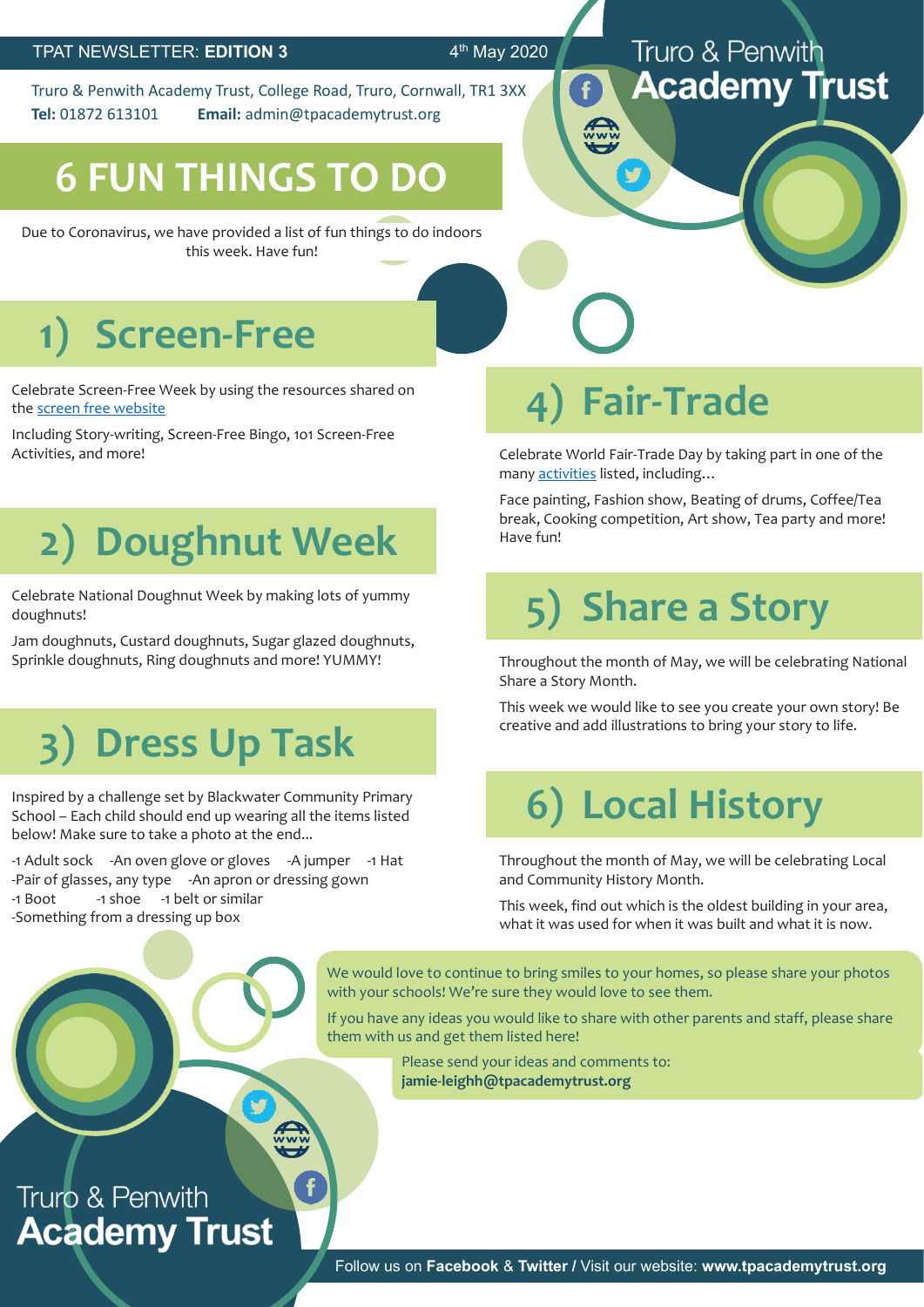TPAT NEWSLETTER: **EDITION 3** 4th May 2020

Truro & Penwith Academy Trust

Truro & Penwith Academy Trust, College Road, Truro, Cornwall, TR1 3XX
**Tel:** 01872 613101 **Email:** admin@tpacademytrust.org

# 6 FUN THINGS TO DO

Due to Coronavirus, we have provided a list of fun things to do indoors this week. Have fun!

## 1) Screen-Free

Celebrate Screen-Free Week by using the resources shared on the screen free website

Including Story-writing, Screen-Free Bingo, 101 Screen-Free Activities, and more!

## 2) Doughnut Week

Celebrate National Doughnut Week by making lots of yummy doughnuts!

Jam doughnuts, Custard doughnuts, Sugar glazed doughnuts, Sprinkle doughnuts, Ring doughnuts and more! YUMMY!

## 3) Dress Up Task

Inspired by a challenge set by Blackwater Community Primary School – Each child should end up wearing all the items listed below! Make sure to take a photo at the end...

-1 Adult sock -An oven glove or gloves -A jumper -1 Hat
-Pair of glasses, any type -An apron or dressing gown
-1 Boot -1 shoe -1 belt or similar
-Something from a dressing up box

## 4) Fair-Trade

Celebrate World Fair-Trade Day by taking part in one of the many activities listed, including…

Face painting, Fashion show, Beating of drums, Coffee/Tea break, Cooking competition, Art show, Tea party and more! Have fun!

## 5) Share a Story

Throughout the month of May, we will be celebrating National Share a Story Month.

This week we would like to see you create your own story! Be creative and add illustrations to bring your story to life.

## 6) Local History

Throughout the month of May, we will be celebrating Local and Community History Month.

This week, find out which is the oldest building in your area, what it was used for when it was built and what it is now.

We would love to continue to bring smiles to your homes, so please share your photos with your schools! We're sure they would love to see them.

If you have any ideas you would like to share with other parents and staff, please share them with us and get them listed here!

Please send your ideas and comments to:
**jamie-leighh@tpacademytrust.org**

Truro & Penwith Academy Trust

Follow us on **Facebook** & **Twitter** / Visit our website: **www.tpacademytrust.org**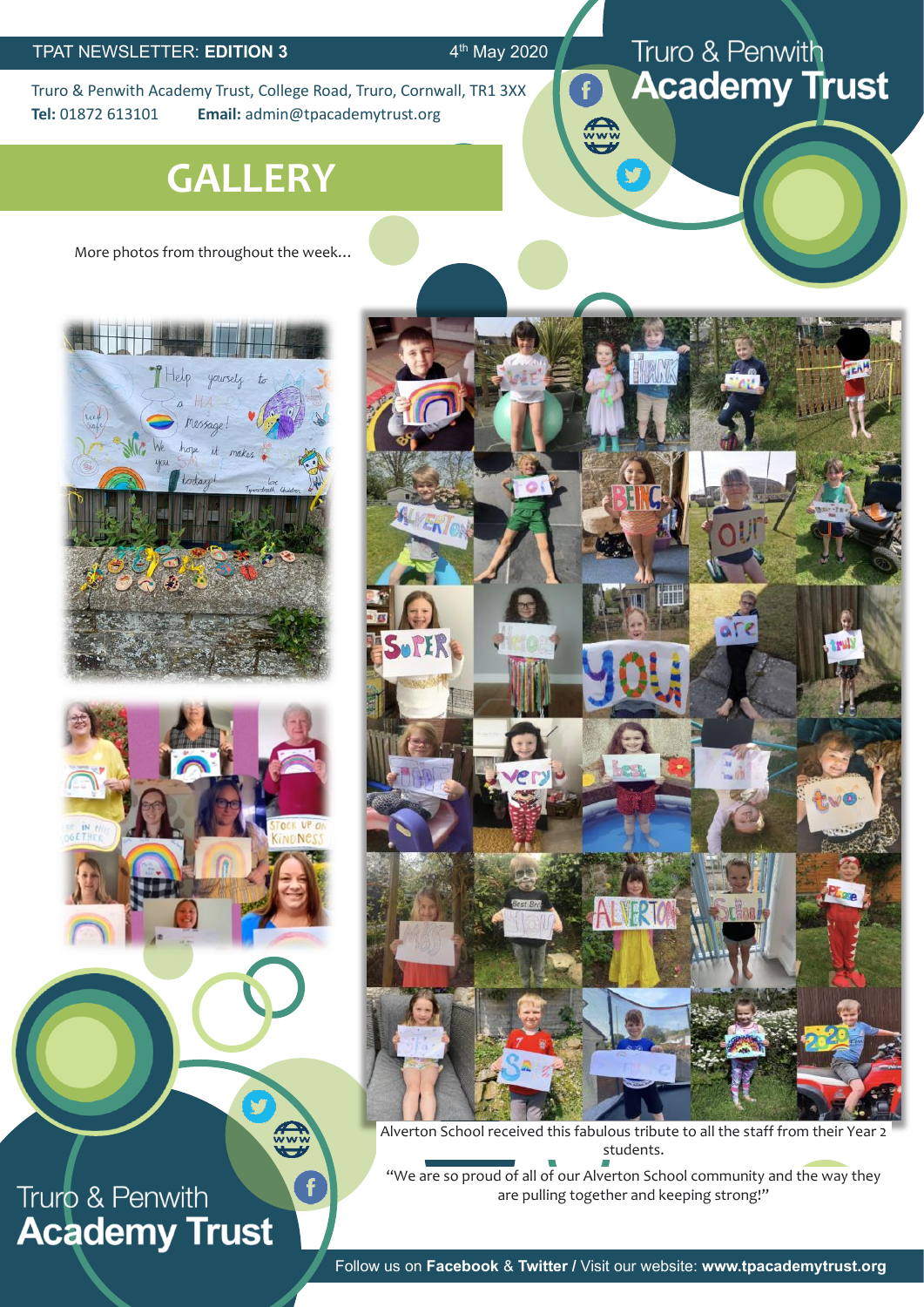TPAT NEWSLETTER: **EDITION 3** 4th May 2020

Truro & Penwith Academy Trust, College Road, Truro, Cornwall, TR1 3XX
**Tel:** 01872 613101 **Email:** admin@tpacademytrust.org

# GALLERY

More photos from throughout the week…

Alverton School received this fabulous tribute to all the staff from their Year 2 students.

"We are so proud of all of our Alverton School community and the way they are pulling together and keeping strong!"

Follow us on **Facebook** & **Twitter /** Visit our website: **www.tpacademytrust.org**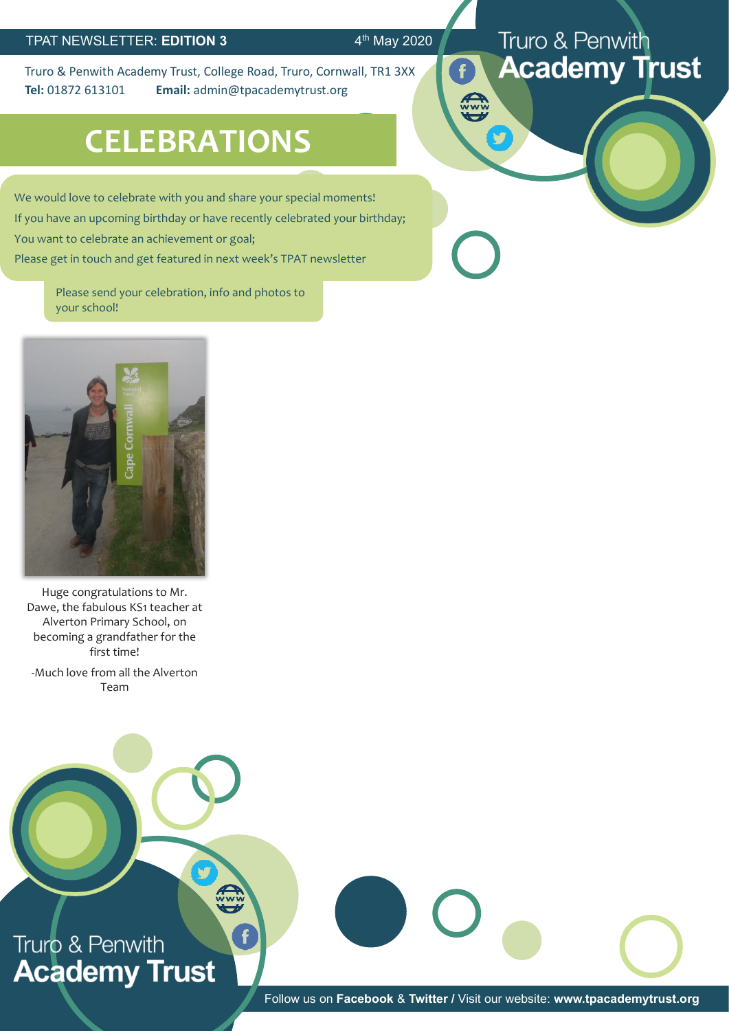TPAT NEWSLETTER: **EDITION 3** 4th May 2020

Truro & Penwith Academy Trust, College Road, Truro, Cornwall, TR1 3XX
**Tel:** 01872 613101 **Email:** admin@tpacademytrust.org

# CELEBRATIONS

We would love to celebrate with you and share your special moments!
If you have an upcoming birthday or have recently celebrated your birthday;
You want to celebrate an achievement or goal;
Please get in touch and get featured in next week's TPAT newsletter

Please send your celebration, info and photos to your school!

Huge congratulations to Mr. Dawe, the fabulous KS1 teacher at Alverton Primary School, on becoming a grandfather for the first time!

-Much love from all the Alverton Team

Follow us on **Facebook** & **Twitter /** Visit our website: **www.tpacademytrust.org**